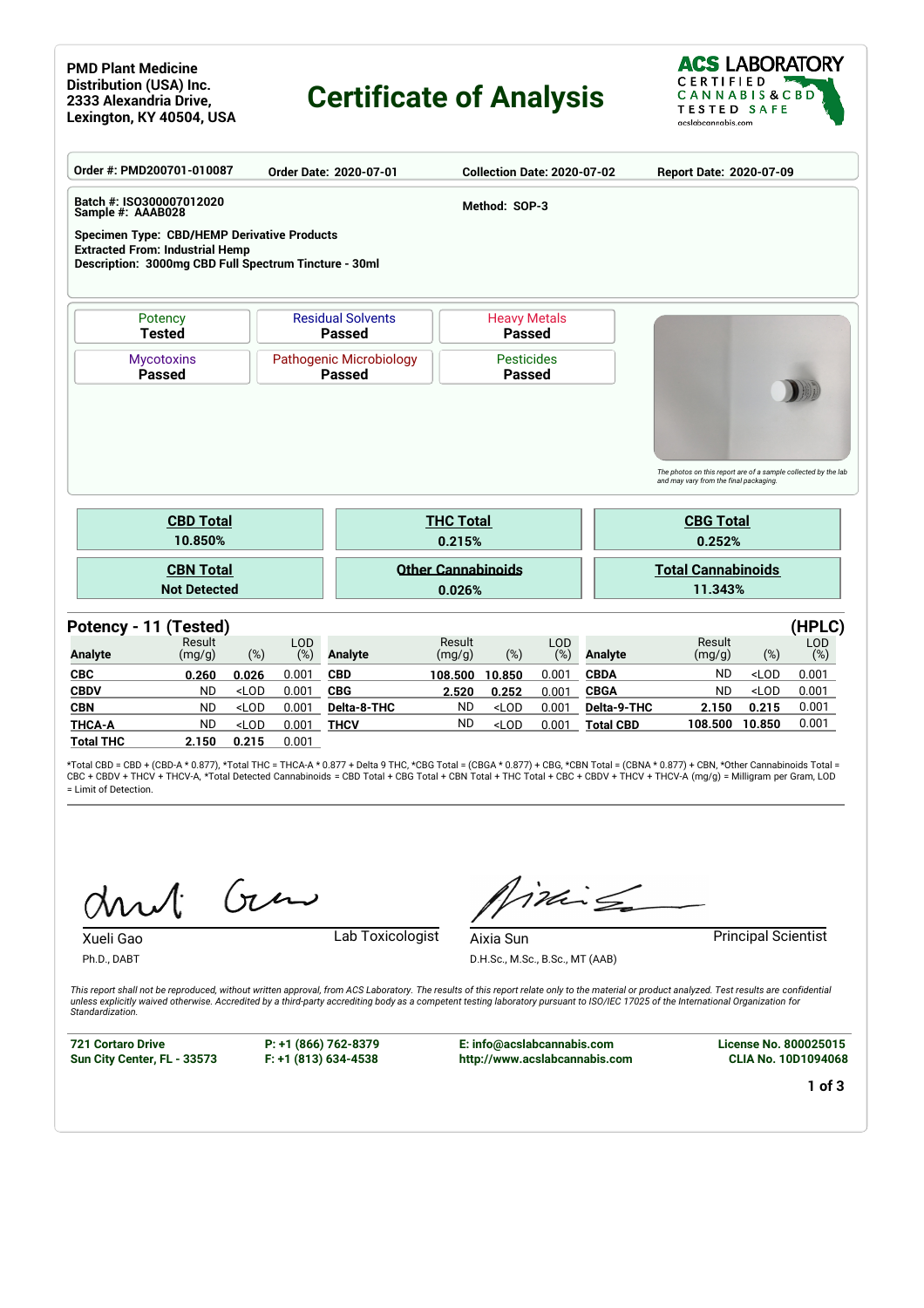**PMD Plant Medicine Distribution (USA) Inc.**
**2333 Alexandria Drive,**
**Lexington, KY 40504, USA**

# Certificate of Analysis

**ACS LABORATORY**
CERTIFIED CANNABIS & CBD TESTED SAFE
acslabcannabis.com

**Order #:** PMD200701-010087 | **Order Date:** 2020-07-01 | **Collection Date:** 2020-07-02 | **Report Date:** 2020-07-09

**Batch #:** ISO300007012020
**Sample #:** AAAB028
**Method:** SOP-3

**Specimen Type:** CBD/HEMP Derivative Products
**Extracted From:** Industrial Hemp
**Description:** 3000mg CBD Full Spectrum Tincture - 30ml

| | | |
|---|---|---|
| Potency **Tested** | Residual Solvents **Passed** | Heavy Metals **Passed** |
| Mycotoxins **Passed** | Pathogenic Microbiology **Passed** | Pesticides **Passed** |

*The photos on this report are of a sample collected by the lab and may vary from the final packaging.*

| | | |
|---|---|---|
| **CBD Total** 10.850% | **THC Total** 0.215% | **CBG Total** 0.252% |
| **CBN Total** Not Detected | **Other Cannabinoids** 0.026% | **Total Cannabinoids** 11.343% |

## Potency - 11 (Tested) (HPLC)

| Analyte | Result (mg/g) | (%) | LOD (%) | Analyte | Result (mg/g) | (%) | LOD (%) | Analyte | Result (mg/g) | (%) | LOD (%) |
|---|---|---|---|---|---|---|---|---|---|---|---|
| **CBC** | **0.260** | **0.026** | 0.001 | **CBD** | **108.500** | **10.850** | 0.001 | **CBDA** | ND | <LOD | 0.001 |
| **CBDV** | ND | <LOD | 0.001 | **CBG** | **2.520** | **0.252** | 0.001 | **CBGA** | ND | <LOD | 0.001 |
| **CBN** | ND | <LOD | 0.001 | **Delta-8-THC** | ND | <LOD | 0.001 | **Delta-9-THC** | **2.150** | **0.215** | 0.001 |
| **THCA-A** | ND | <LOD | 0.001 | **THCV** | ND | <LOD | 0.001 | **Total CBD** | **108.500** | **10.850** | 0.001 |
| **Total THC** | **2.150** | **0.215** | 0.001 | | | | | | | | |

*Total CBD = CBD + (CBD-A * 0.877), *Total THC = THCA-A * 0.877 + Delta 9 THC, *CBG Total = (CBGA * 0.877) + CBG, *CBN Total = (CBNA * 0.877) + CBN, *Other Cannabinoids Total = CBC + CBDV + THCV + THCV-A, *Total Detected Cannabinoids = CBD Total + CBG Total + CBN Total + THC Total + CBC + CBDV + THCV + THCV-A (mg/g) = Milligram per Gram, LOD = Limit of Detection.

Xueli Gao — Lab Toxicologist
Ph.D., DABT

Aixia Sun — Principal Scientist
D.H.Sc., M.Sc., B.Sc., MT (AAB)

*This report shall not be reproduced, without written approval, from ACS Laboratory. The results of this report relate only to the material or product analyzed. Test results are confidential unless explicitly waived otherwise. Accredited by a third-party accrediting body as a competent testing laboratory pursuant to ISO/IEC 17025 of the International Organization for Standardization.*

**721 Cortaro Drive**
**Sun City Center, FL - 33573**

**P: +1 (866) 762-8379**
**F: +1 (813) 634-4538**

**E: info@acslabcannabis.com**
**http://www.acslabcannabis.com**

**License No. 800025015**
**CLIA No. 10D1094068**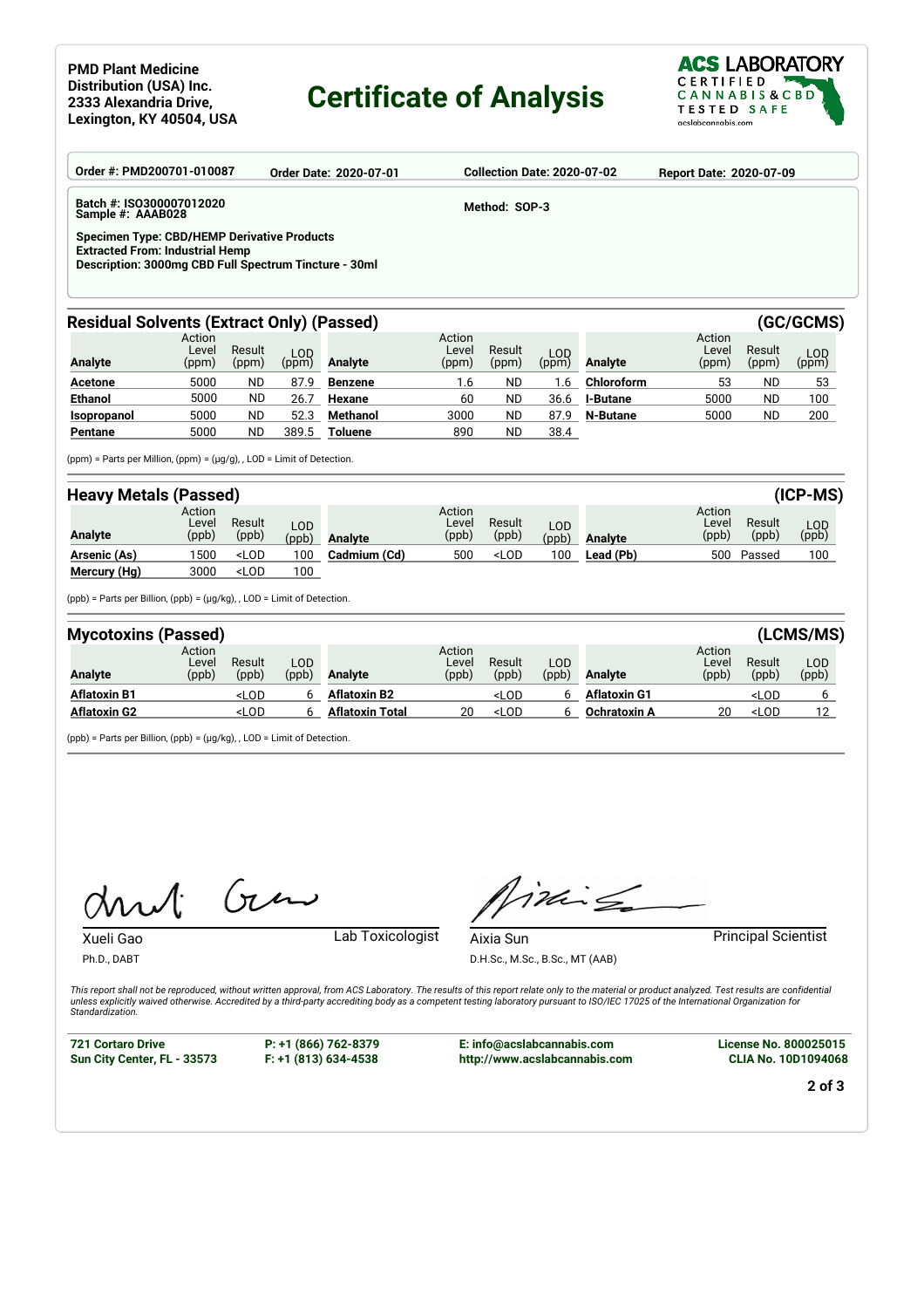PMD Plant Medicine Distribution (USA) Inc.
2333 Alexandria Drive,
Lexington, KY 40504, USA

# Certificate of Analysis

ACS LABORATORY
CERTIFIED CANNABIS & CBD TESTED SAFE
acslabcannabis.com

| Order #: PMD200701-010087 | Order Date: 2020-07-01 | Collection Date: 2020-07-02 | Report Date: 2020-07-09 |
|---|---|---|---|

**Batch #: ISO300007012020**
**Sample #: AAAB028**

**Method: SOP-3**

**Specimen Type: CBD/HEMP Derivative Products**
**Extracted From: Industrial Hemp**
**Description: 3000mg CBD Full Spectrum Tincture - 30ml**

## Residual Solvents (Extract Only) (Passed) (GC/GCMS)

| Analyte | Action Level (ppm) | Result (ppm) | LOD (ppm) | Analyte | Action Level (ppm) | Result (ppm) | LOD (ppm) | Analyte | Action Level (ppm) | Result (ppm) | LOD (ppm) |
|---|---|---|---|---|---|---|---|---|---|---|---|
| **Acetone** | 5000 | ND | 87.9 | **Benzene** | 1.6 | ND | 1.6 | **Chloroform** | 53 | ND | 53 |
| **Ethanol** | 5000 | ND | 26.7 | **Hexane** | 60 | ND | 36.6 | **I-Butane** | 5000 | ND | 100 |
| **Isopropanol** | 5000 | ND | 52.3 | **Methanol** | 3000 | ND | 87.9 | **N-Butane** | 5000 | ND | 200 |
| **Pentane** | 5000 | ND | 389.5 | **Toluene** | 890 | ND | 38.4 | | | | |

(ppm) = Parts per Million, (ppm) = (µg/g), , LOD = Limit of Detection.

## Heavy Metals (Passed) (ICP-MS)

| Analyte | Action Level (ppb) | Result (ppb) | LOD (ppb) | Analyte | Action Level (ppb) | Result (ppb) | LOD (ppb) | Analyte | Action Level (ppb) | Result (ppb) | LOD (ppb) |
|---|---|---|---|---|---|---|---|---|---|---|---|
| **Arsenic (As)** | 1500 | <LOD | 100 | **Cadmium (Cd)** | 500 | <LOD | 100 | **Lead (Pb)** | 500 | Passed | 100 |
| **Mercury (Hg)** | 3000 | <LOD | 100 | | | | | | | | |

(ppb) = Parts per Billion, (ppb) = (µg/kg), , LOD = Limit of Detection.

## Mycotoxins (Passed) (LCMS/MS)

| Analyte | Action Level (ppb) | Result (ppb) | LOD (ppb) | Analyte | Action Level (ppb) | Result (ppb) | LOD (ppb) | Analyte | Action Level (ppb) | Result (ppb) | LOD (ppb) |
|---|---|---|---|---|---|---|---|---|---|---|---|
| **Aflatoxin B1** | | <LOD | 6 | **Aflatoxin B2** | | <LOD | 6 | **Aflatoxin G1** | | <LOD | 6 |
| **Aflatoxin G2** | | <LOD | 6 | **Aflatoxin Total** | 20 | <LOD | 6 | **Ochratoxin A** | 20 | <LOD | 12 |

(ppb) = Parts per Billion, (ppb) = (µg/kg), , LOD = Limit of Detection.

Xueli Gao — Lab Toxicologist
Ph.D., DABT

Aixia Sun — Principal Scientist
D.H.Sc., M.Sc., B.Sc., MT (AAB)

*This report shall not be reproduced, without written approval, from ACS Laboratory. The results of this report relate only to the material or product analyzed. Test results are confidential unless explicitly waived otherwise. Accredited by a third-party accrediting body as a competent testing laboratory pursuant to ISO/IEC 17025 of the International Organization for Standardization.*

**721 Cortaro Drive**
**Sun City Center, FL - 33573**

**P: +1 (866) 762-8379**
**F: +1 (813) 634-4538**

**E: info@acslabcannabis.com**
**http://www.acslabcannabis.com**

**License No. 800025015**
**CLIA No. 10D1094068**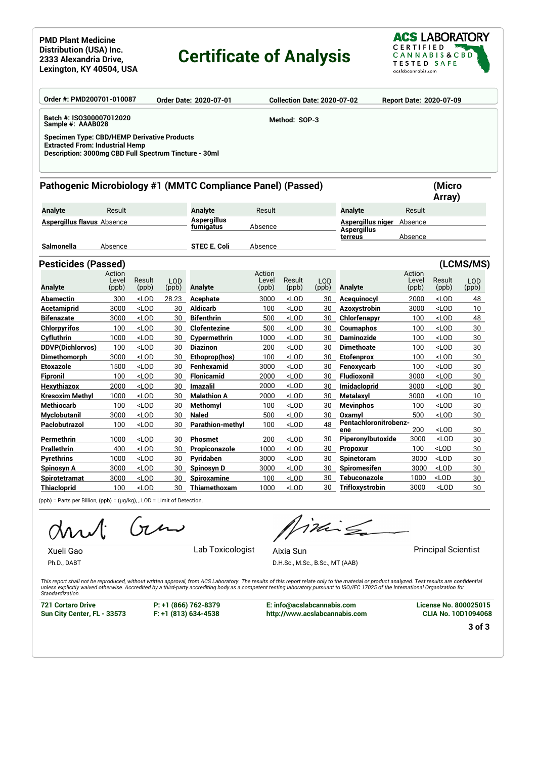PMD Plant Medicine Distribution (USA) Inc.
2333 Alexandria Drive,
Lexington, KY 40504, USA

# Certificate of Analysis

ACS LABORATORY
CERTIFIED CANNABIS & CBD TESTED SAFE
acslabcannabis.com

**Order #: PMD200701-010087** | **Order Date: 2020-07-01** | **Collection Date: 2020-07-02** | **Report Date: 2020-07-09**

**Batch #: ISO300007012020**
**Sample #: AAAB028**

**Method: SOP-3**

**Specimen Type: CBD/HEMP Derivative Products**
**Extracted From: Industrial Hemp**
**Description: 3000mg CBD Full Spectrum Tincture - 30ml**

## Pathogenic Microbiology #1 (MMTC Compliance Panel) (Passed) (Micro Array)

| Analyte | Result | Analyte | Result | Analyte | Result |
|---|---|---|---|---|---|
| **Aspergillus flavus** | Absence | **Aspergillus fumigatus** | Absence | **Aspergillus niger** | Absence |
| | | | | **Aspergillus terreus** | Absence |
| **Salmonella** | Absence | **STEC E. Coli** | Absence | | |

## Pesticides (Passed) (LCMS/MS)

| Analyte | Action Level (ppb) | Result (ppb) | LOD (ppb) | Analyte | Action Level (ppb) | Result (ppb) | LOD (ppb) | Analyte | Action Level (ppb) | Result (ppb) | LOD (ppb) |
|---|---|---|---|---|---|---|---|---|---|---|---|
| **Abamectin** | 300 | <LOD | 28.23 | **Acephate** | 3000 | <LOD | 30 | **Acequinocyl** | 2000 | <LOD | 48 |
| **Acetamiprid** | 3000 | <LOD | 30 | **Aldicarb** | 100 | <LOD | 30 | **Azoxystrobin** | 3000 | <LOD | 10 |
| **Bifenazate** | 3000 | <LOD | 30 | **Bifenthrin** | 500 | <LOD | 30 | **Chlorfenapyr** | 100 | <LOD | 48 |
| **Chlorpyrifos** | 100 | <LOD | 30 | **Clofentezine** | 500 | <LOD | 30 | **Coumaphos** | 100 | <LOD | 30 |
| **Cyfluthrin** | 1000 | <LOD | 30 | **Cypermethrin** | 1000 | <LOD | 30 | **Daminozide** | 100 | <LOD | 30 |
| **DDVP(Dichlorvos)** | 100 | <LOD | 30 | **Diazinon** | 200 | <LOD | 30 | **Dimethoate** | 100 | <LOD | 30 |
| **Dimethomorph** | 3000 | <LOD | 30 | **Ethoprop(hos)** | 100 | <LOD | 30 | **Etofenprox** | 100 | <LOD | 30 |
| **Etoxazole** | 1500 | <LOD | 30 | **Fenhexamid** | 3000 | <LOD | 30 | **Fenoxycarb** | 100 | <LOD | 30 |
| **Fipronil** | 100 | <LOD | 30 | **Flonicamid** | 2000 | <LOD | 30 | **Fludioxonil** | 3000 | <LOD | 30 |
| **Hexythiazox** | 2000 | <LOD | 30 | **Imazalil** | 2000 | <LOD | 30 | **Imidacloprid** | 3000 | <LOD | 30 |
| **Kresoxim Methyl** | 1000 | <LOD | 30 | **Malathion A** | 2000 | <LOD | 30 | **Metalaxyl** | 3000 | <LOD | 10 |
| **Methiocarb** | 100 | <LOD | 30 | **Methomyl** | 100 | <LOD | 30 | **Mevinphos** | 100 | <LOD | 30 |
| **Myclobutanil** | 3000 | <LOD | 30 | **Naled** | 500 | <LOD | 30 | **Oxamyl** | 500 | <LOD | 30 |
| **Paclobutrazol** | 100 | <LOD | 30 | **Parathion-methyl** | 100 | <LOD | 48 | **Pentachloronitrobenzene** | 200 | <LOD | 30 |
| **Permethrin** | 1000 | <LOD | 30 | **Phosmet** | 200 | <LOD | 30 | **Piperonylbutoxide** | 3000 | <LOD | 30 |
| **Prallethrin** | 400 | <LOD | 30 | **Propiconazole** | 1000 | <LOD | 30 | **Propoxur** | 100 | <LOD | 30 |
| **Pyrethrins** | 1000 | <LOD | 30 | **Pyridaben** | 3000 | <LOD | 30 | **Spinetoram** | 3000 | <LOD | 30 |
| **Spinosyn A** | 3000 | <LOD | 30 | **Spinosyn D** | 3000 | <LOD | 30 | **Spiromesifen** | 3000 | <LOD | 30 |
| **Spirotetramat** | 3000 | <LOD | 30 | **Spiroxamine** | 100 | <LOD | 30 | **Tebuconazole** | 1000 | <LOD | 30 |
| **Thiacloprid** | 100 | <LOD | 30 | **Thiamethoxam** | 1000 | <LOD | 30 | **Trifloxystrobin** | 3000 | <LOD | 30 |

(ppb) = Parts per Billion, (ppb) = (µg/kg), , LOD = Limit of Detection.

Xueli Gao — Lab Toxicologist
Ph.D., DABT

Aixia Sun — Principal Scientist
D.H.Sc., M.Sc., B.Sc., MT (AAB)

*This report shall not be reproduced, without written approval, from ACS Laboratory. The results of this report relate only to the material or product analyzed. Test results are confidential unless explicitly waived otherwise. Accredited by a third-party accrediting body as a competent testing laboratory pursuant to ISO/IEC 17025 of the International Organization for Standardization.*

**721 Cortaro Drive**
**Sun City Center, FL - 33573**

**P: +1 (866) 762-8379**
**F: +1 (813) 634-4538**

**E: info@acslabcannabis.com**
**http://www.acslabcannabis.com**

**License No. 800025015**
**CLIA No. 10D1094068**